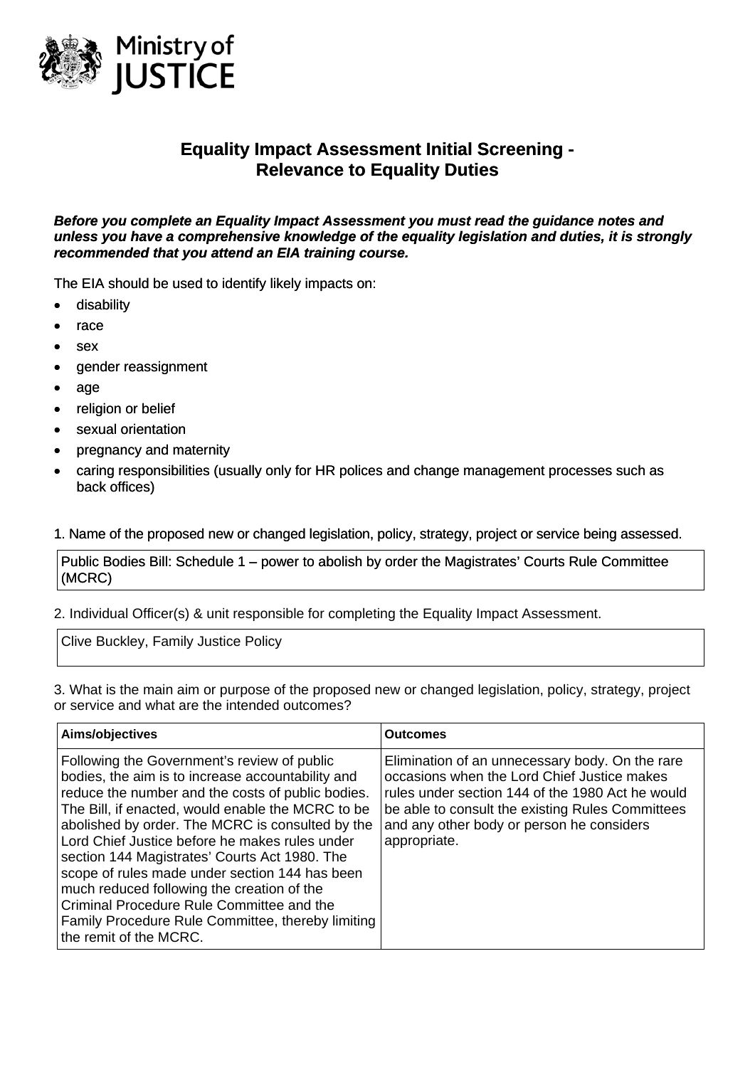Ministry of JUSTICE

# Equality Impact Assessment Initial Screening - Relevance to Equality Duties

***Before you complete an Equality Impact Assessment you must read the guidance notes and unless you have a comprehensive knowledge of the equality legislation and duties, it is strongly recommended that you attend an EIA training course.***

The EIA should be used to identify likely impacts on:

- disability
- race
- sex
- gender reassignment
- age
- religion or belief
- sexual orientation
- pregnancy and maternity
- caring responsibilities (usually only for HR polices and change management processes such as back offices)

1. Name of the proposed new or changed legislation, policy, strategy, project or service being assessed.

| Public Bodies Bill: Schedule 1 – power to abolish by order the Magistrates' Courts Rule Committee (MCRC) |
|---|

2. Individual Officer(s) & unit responsible for completing the Equality Impact Assessment.

| Clive Buckley, Family Justice Policy |
|---|

3. What is the main aim or purpose of the proposed new or changed legislation, policy, strategy, project or service and what are the intended outcomes?

| Aims/objectives | Outcomes |
|---|---|
| Following the Government's review of public bodies, the aim is to increase accountability and reduce the number and the costs of public bodies. The Bill, if enacted, would enable the MCRC to be abolished by order. The MCRC is consulted by the Lord Chief Justice before he makes rules under section 144 Magistrates' Courts Act 1980. The scope of rules made under section 144 has been much reduced following the creation of the Criminal Procedure Rule Committee and the Family Procedure Rule Committee, thereby limiting the remit of the MCRC. | Elimination of an unnecessary body. On the rare occasions when the Lord Chief Justice makes rules under section 144 of the 1980 Act he would be able to consult the existing Rules Committees and any other body or person he considers appropriate. |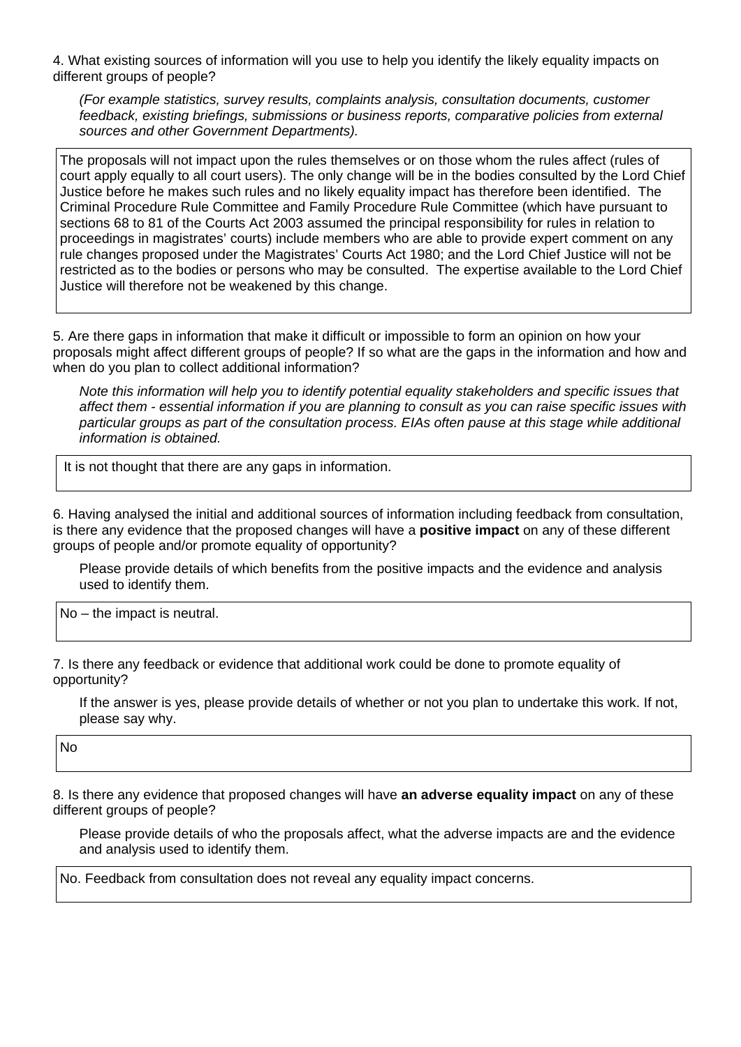4. What existing sources of information will you use to help you identify the likely equality impacts on different groups of people?

*(For example statistics, survey results, complaints analysis, consultation documents, customer feedback, existing briefings, submissions or business reports, comparative policies from external sources and other Government Departments).*

> The proposals will not impact upon the rules themselves or on those whom the rules affect (rules of court apply equally to all court users). The only change will be in the bodies consulted by the Lord Chief Justice before he makes such rules and no likely equality impact has therefore been identified. The Criminal Procedure Rule Committee and Family Procedure Rule Committee (which have pursuant to sections 68 to 81 of the Courts Act 2003 assumed the principal responsibility for rules in relation to proceedings in magistrates' courts) include members who are able to provide expert comment on any rule changes proposed under the Magistrates' Courts Act 1980; and the Lord Chief Justice will not be restricted as to the bodies or persons who may be consulted. The expertise available to the Lord Chief Justice will therefore not be weakened by this change.

5. Are there gaps in information that make it difficult or impossible to form an opinion on how your proposals might affect different groups of people? If so what are the gaps in the information and how and when do you plan to collect additional information?

*Note this information will help you to identify potential equality stakeholders and specific issues that affect them - essential information if you are planning to consult as you can raise specific issues with particular groups as part of the consultation process. EIAs often pause at this stage while additional information is obtained.*

> It is not thought that there are any gaps in information.

6. Having analysed the initial and additional sources of information including feedback from consultation, is there any evidence that the proposed changes will have a **positive impact** on any of these different groups of people and/or promote equality of opportunity?

Please provide details of which benefits from the positive impacts and the evidence and analysis used to identify them.

> No – the impact is neutral.

7. Is there any feedback or evidence that additional work could be done to promote equality of opportunity?

If the answer is yes, please provide details of whether or not you plan to undertake this work. If not, please say why.

> No

8. Is there any evidence that proposed changes will have **an adverse equality impact** on any of these different groups of people?

Please provide details of who the proposals affect, what the adverse impacts are and the evidence and analysis used to identify them.

> No. Feedback from consultation does not reveal any equality impact concerns.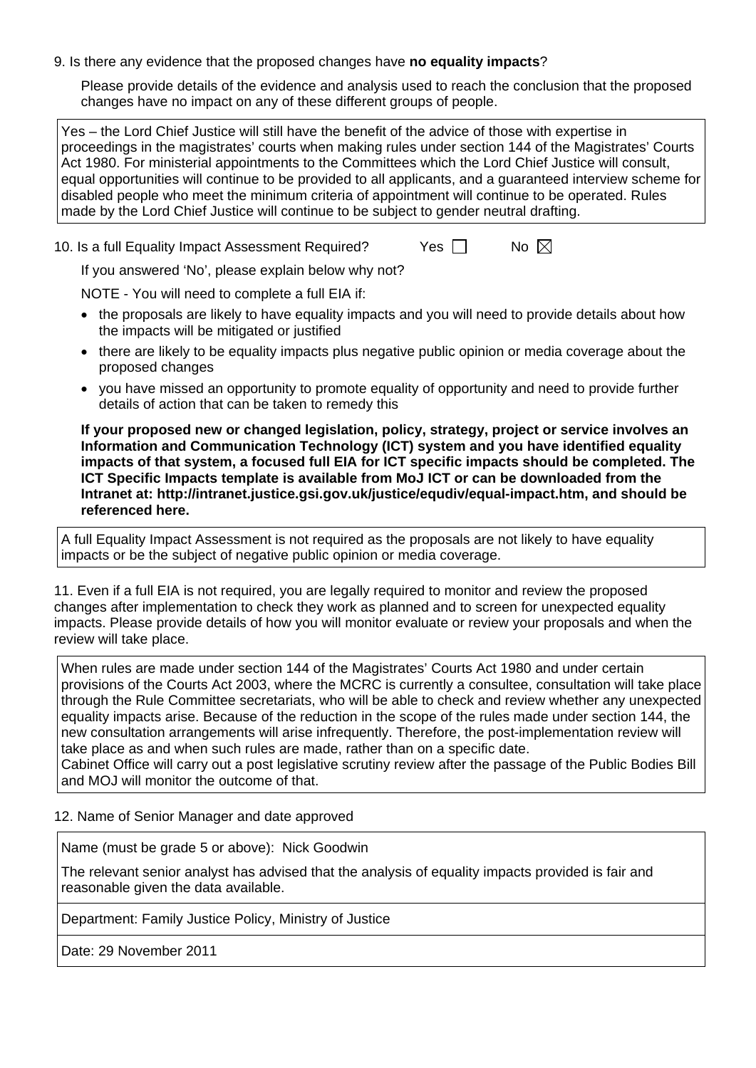9. Is there any evidence that the proposed changes have **no equality impacts**?

Please provide details of the evidence and analysis used to reach the conclusion that the proposed changes have no impact on any of these different groups of people.

Yes – the Lord Chief Justice will still have the benefit of the advice of those with expertise in proceedings in the magistrates' courts when making rules under section 144 of the Magistrates' Courts Act 1980. For ministerial appointments to the Committees which the Lord Chief Justice will consult, equal opportunities will continue to be provided to all applicants, and a guaranteed interview scheme for disabled people who meet the minimum criteria of appointment will continue to be operated. Rules made by the Lord Chief Justice will continue to be subject to gender neutral drafting.

10. Is a full Equality Impact Assessment Required? Yes ☐ No ☒

If you answered 'No', please explain below why not?

NOTE - You will need to complete a full EIA if:

- the proposals are likely to have equality impacts and you will need to provide details about how the impacts will be mitigated or justified
- there are likely to be equality impacts plus negative public opinion or media coverage about the proposed changes
- you have missed an opportunity to promote equality of opportunity and need to provide further details of action that can be taken to remedy this

**If your proposed new or changed legislation, policy, strategy, project or service involves an Information and Communication Technology (ICT) system and you have identified equality impacts of that system, a focused full EIA for ICT specific impacts should be completed. The ICT Specific Impacts template is available from MoJ ICT or can be downloaded from the Intranet at: http://intranet.justice.gsi.gov.uk/justice/equdiv/equal-impact.htm, and should be referenced here.**

A full Equality Impact Assessment is not required as the proposals are not likely to have equality impacts or be the subject of negative public opinion or media coverage.

11. Even if a full EIA is not required, you are legally required to monitor and review the proposed changes after implementation to check they work as planned and to screen for unexpected equality impacts. Please provide details of how you will monitor evaluate or review your proposals and when the review will take place.

When rules are made under section 144 of the Magistrates' Courts Act 1980 and under certain provisions of the Courts Act 2003, where the MCRC is currently a consultee, consultation will take place through the Rule Committee secretariats, who will be able to check and review whether any unexpected equality impacts arise. Because of the reduction in the scope of the rules made under section 144, the new consultation arrangements will arise infrequently. Therefore, the post-implementation review will take place as and when such rules are made, rather than on a specific date.
Cabinet Office will carry out a post legislative scrutiny review after the passage of the Public Bodies Bill and MOJ will monitor the outcome of that.

12. Name of Senior Manager and date approved

Name (must be grade 5 or above): Nick Goodwin

The relevant senior analyst has advised that the analysis of equality impacts provided is fair and reasonable given the data available.

Department: Family Justice Policy, Ministry of Justice

Date: 29 November 2011